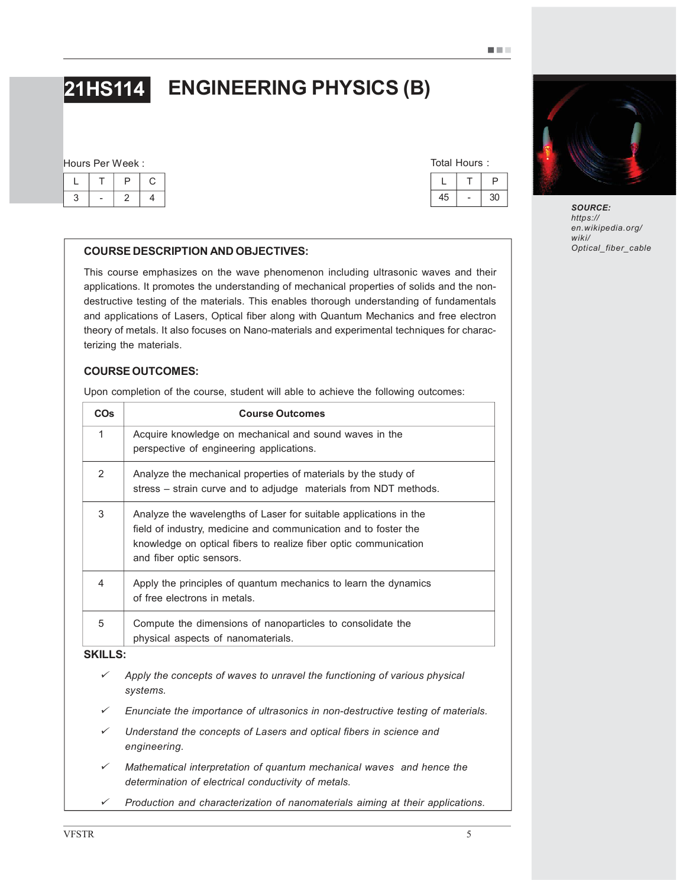# 21HS114 ENGINEERING PHYSICS (B)

Hours Per Week :

| L | T | P | C |
|---|---|---|---|
| 3 | - | 2 | 4 |

Total Hours :

| L | T | P |
|---|---|---|
| 45 | - | 30 |

**SOURCE:** *https://en.wikipedia.org/wiki/Optical_fiber_cable*

## COURSE DESCRIPTION AND OBJECTIVES:

This course emphasizes on the wave phenomenon including ultrasonic waves and their applications. It promotes the understanding of mechanical properties of solids and the non-destructive testing of the materials. This enables thorough understanding of fundamentals and applications of Lasers, Optical fiber along with Quantum Mechanics and free electron theory of metals. It also focuses on Nano-materials and experimental techniques for characterizing the materials.

## COURSE OUTCOMES:

Upon completion of the course, student will able to achieve the following outcomes:

| COs | Course Outcomes |
|---|---|
| 1 | Acquire knowledge on mechanical and sound waves in the perspective of engineering applications. |
| 2 | Analyze the mechanical properties of materials by the study of stress – strain curve and to adjudge materials from NDT methods. |
| 3 | Analyze the wavelengths of Laser for suitable applications in the field of industry, medicine and communication and to foster the knowledge on optical fibers to realize fiber optic communication and fiber optic sensors. |
| 4 | Apply the principles of quantum mechanics to learn the dynamics of free electrons in metals. |
| 5 | Compute the dimensions of nanoparticles to consolidate the physical aspects of nanomaterials. |

## SKILLS:

- ✓ *Apply the concepts of waves to unravel the functioning of various physical systems.*
- ✓ *Enunciate the importance of ultrasonics in non-destructive testing of materials.*
- ✓ *Understand the concepts of Lasers and optical fibers in science and engineering.*
- ✓ *Mathematical interpretation of quantum mechanical waves and hence the determination of electrical conductivity of metals.*
- ✓ *Production and characterization of nanomaterials aiming at their applications.*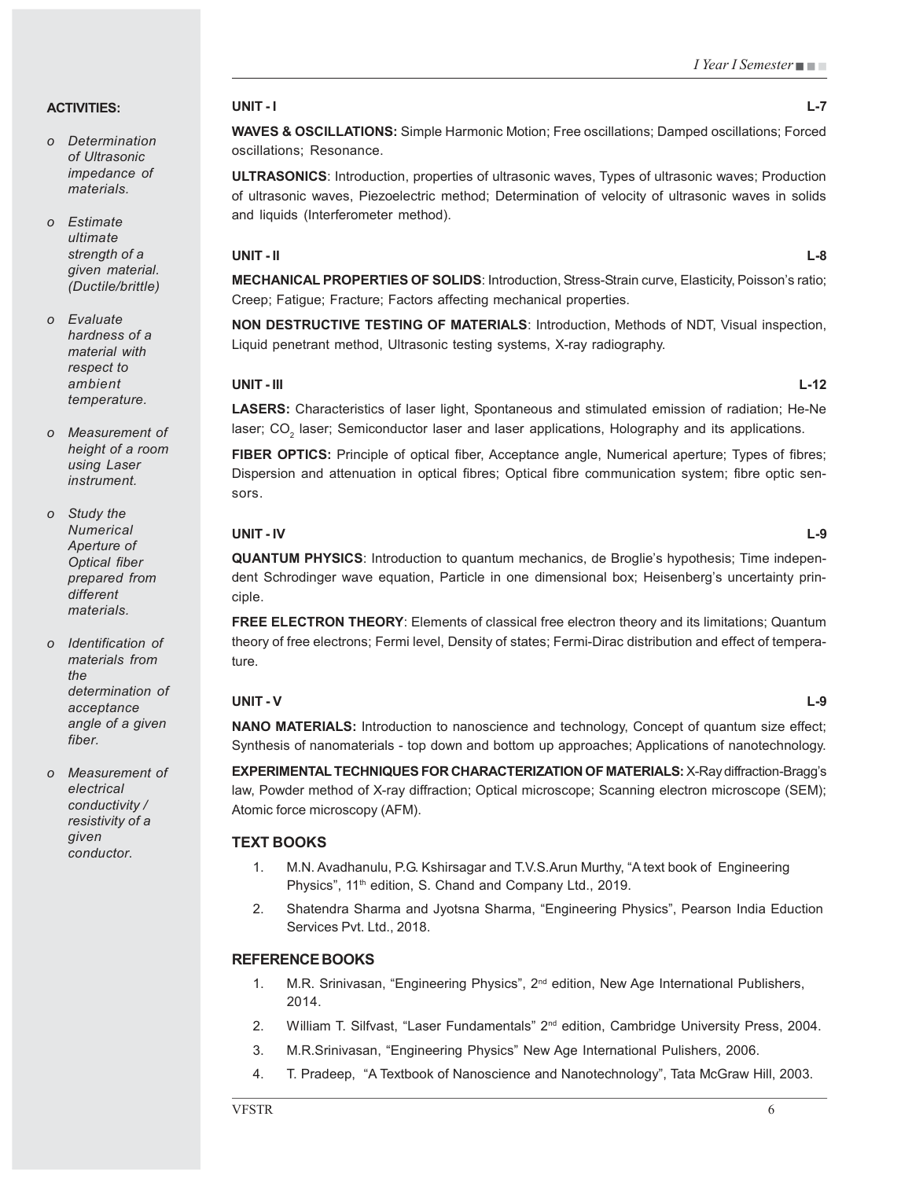**ACTIVITIES:**

- *Determination of Ultrasonic impedance of materials.*
- *Estimate ultimate strength of a given material. (Ductile/brittle)*
- *Evaluate hardness of a material with respect to ambient temperature.*
- *Measurement of height of a room using Laser instrument.*
- *Study the Numerical Aperture of Optical fiber prepared from different materials.*
- *Identification of materials from the determination of acceptance angle of a given fiber.*
- *Measurement of electrical conductivity / resistivity of a given conductor.*

**UNIT - I** **L-7**

**WAVES & OSCILLATIONS:** Simple Harmonic Motion; Free oscillations; Damped oscillations; Forced oscillations; Resonance.

**ULTRASONICS**: Introduction, properties of ultrasonic waves, Types of ultrasonic waves; Production of ultrasonic waves, Piezoelectric method; Determination of velocity of ultrasonic waves in solids and liquids (Interferometer method).

**UNIT - II** **L-8**

**MECHANICAL PROPERTIES OF SOLIDS**: Introduction, Stress-Strain curve, Elasticity, Poisson's ratio; Creep; Fatigue; Fracture; Factors affecting mechanical properties.

**NON DESTRUCTIVE TESTING OF MATERIALS**: Introduction, Methods of NDT, Visual inspection, Liquid penetrant method, Ultrasonic testing systems, X-ray radiography.

**UNIT - III** **L-12**

**LASERS:** Characteristics of laser light, Spontaneous and stimulated emission of radiation; He-Ne laser; $CO_2$ laser; Semiconductor laser and laser applications, Holography and its applications.

**FIBER OPTICS:** Principle of optical fiber, Acceptance angle, Numerical aperture; Types of fibres; Dispersion and attenuation in optical fibres; Optical fibre communication system; fibre optic sensors.

**UNIT - IV** **L-9**

**QUANTUM PHYSICS**: Introduction to quantum mechanics, de Broglie's hypothesis; Time independent Schrodinger wave equation, Particle in one dimensional box; Heisenberg's uncertainty principle.

**FREE ELECTRON THEORY**: Elements of classical free electron theory and its limitations; Quantum theory of free electrons; Fermi level, Density of states; Fermi-Dirac distribution and effect of temperature.

**UNIT - V** **L-9**

**NANO MATERIALS:** Introduction to nanoscience and technology, Concept of quantum size effect; Synthesis of nanomaterials - top down and bottom up approaches; Applications of nanotechnology.

**EXPERIMENTAL TECHNIQUES FOR CHARACTERIZATION OF MATERIALS:** X-Ray diffraction-Bragg's law, Powder method of X-ray diffraction; Optical microscope; Scanning electron microscope (SEM); Atomic force microscopy (AFM).

## TEXT BOOKS

1. M.N. Avadhanulu, P.G. Kshirsagar and T.V.S.Arun Murthy, "A text book of Engineering Physics", 11th edition, S. Chand and Company Ltd., 2019.
2. Shatendra Sharma and Jyotsna Sharma, "Engineering Physics", Pearson India Eduction Services Pvt. Ltd., 2018.

## REFERENCE BOOKS

1. M.R. Srinivasan, "Engineering Physics", 2nd edition, New Age International Publishers, 2014.
2. William T. Silfvast, "Laser Fundamentals" 2nd edition, Cambridge University Press, 2004.
3. M.R.Srinivasan, "Engineering Physics" New Age International Pulishers, 2006.
4. T. Pradeep, "A Textbook of Nanoscience and Nanotechnology", Tata McGraw Hill, 2003.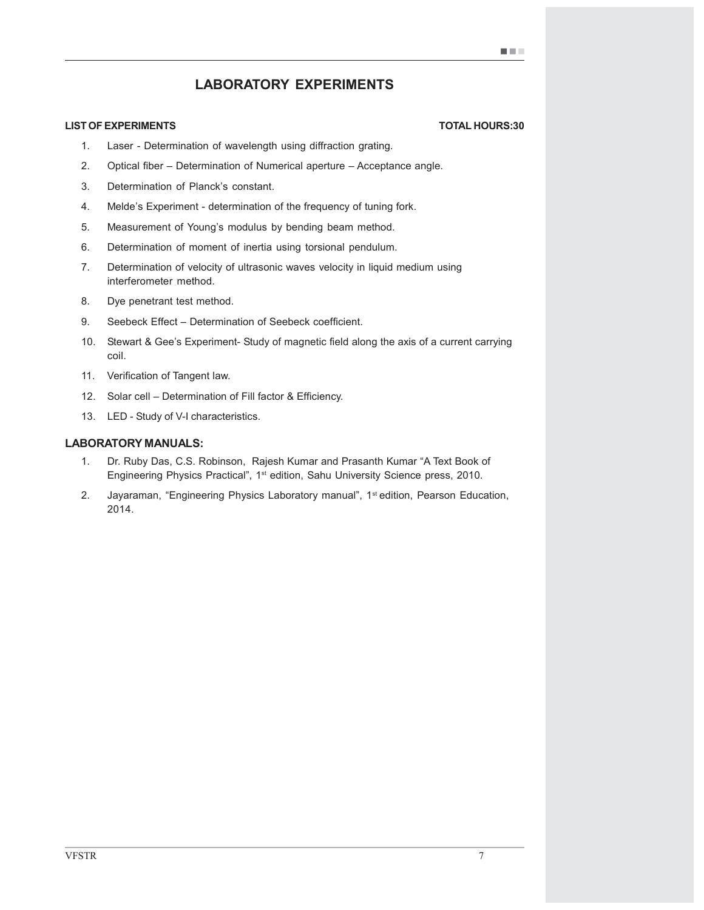# LABORATORY EXPERIMENTS

**LIST OF EXPERIMENTS** **TOTAL HOURS:30**

1. Laser - Determination of wavelength using diffraction grating.
2. Optical fiber – Determination of Numerical aperture – Acceptance angle.
3. Determination of Planck's constant.
4. Melde's Experiment - determination of the frequency of tuning fork.
5. Measurement of Young's modulus by bending beam method.
6. Determination of moment of inertia using torsional pendulum.
7. Determination of velocity of ultrasonic waves velocity in liquid medium using interferometer method.
8. Dye penetrant test method.
9. Seebeck Effect – Determination of Seebeck coefficient.
10. Stewart & Gee's Experiment- Study of magnetic field along the axis of a current carrying coil.
11. Verification of Tangent law.
12. Solar cell – Determination of Fill factor & Efficiency.
13. LED - Study of V-I characteristics.

## LABORATORY MANUALS:

1. Dr. Ruby Das, C.S. Robinson, Rajesh Kumar and Prasanth Kumar "A Text Book of Engineering Physics Practical", 1st edition, Sahu University Science press, 2010.
2. Jayaraman, "Engineering Physics Laboratory manual", 1st edition, Pearson Education, 2014.